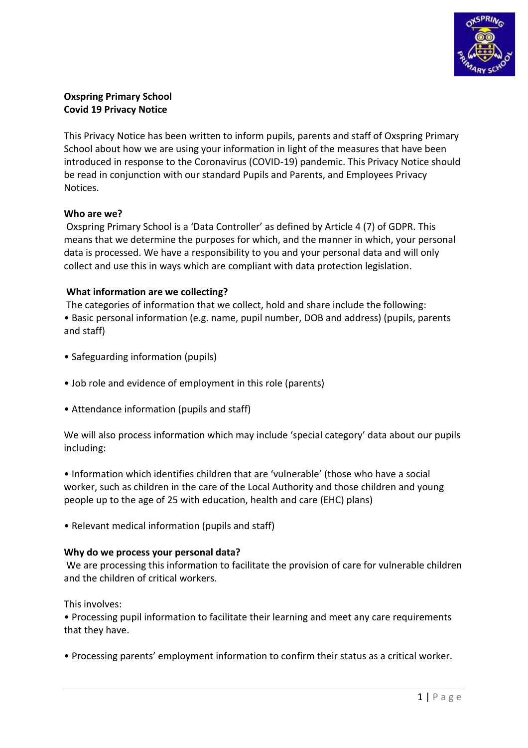**Oxspring Primary School**
**Covid 19 Privacy Notice**

This Privacy Notice has been written to inform pupils, parents and staff of Oxspring Primary School about how we are using your information in light of the measures that have been introduced in response to the Coronavirus (COVID-19) pandemic. This Privacy Notice should be read in conjunction with our standard Pupils and Parents, and Employees Privacy Notices.

**Who are we?**

Oxspring Primary School is a 'Data Controller' as defined by Article 4 (7) of GDPR. This means that we determine the purposes for which, and the manner in which, your personal data is processed. We have a responsibility to you and your personal data and will only collect and use this in ways which are compliant with data protection legislation.

**What information are we collecting?**

The categories of information that we collect, hold and share include the following:

- Basic personal information (e.g. name, pupil number, DOB and address) (pupils, parents and staff)
- Safeguarding information (pupils)
- Job role and evidence of employment in this role (parents)
- Attendance information (pupils and staff)

We will also process information which may include 'special category' data about our pupils including:

- Information which identifies children that are 'vulnerable' (those who have a social worker, such as children in the care of the Local Authority and those children and young people up to the age of 25 with education, health and care (EHC) plans)
- Relevant medical information (pupils and staff)

**Why do we process your personal data?**

We are processing this information to facilitate the provision of care for vulnerable children and the children of critical workers.

This involves:

- Processing pupil information to facilitate their learning and meet any care requirements that they have.
- Processing parents' employment information to confirm their status as a critical worker.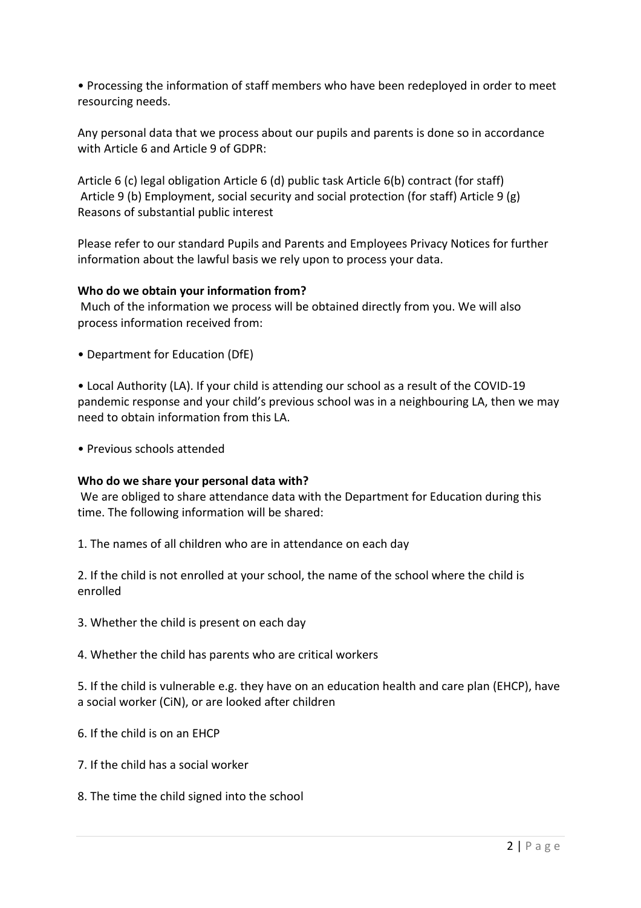- Processing the information of staff members who have been redeployed in order to meet resourcing needs.

Any personal data that we process about our pupils and parents is done so in accordance with Article 6 and Article 9 of GDPR:

Article 6 (c) legal obligation Article 6 (d) public task Article 6(b) contract (for staff) Article 9 (b) Employment, social security and social protection (for staff) Article 9 (g) Reasons of substantial public interest

Please refer to our standard Pupils and Parents and Employees Privacy Notices for further information about the lawful basis we rely upon to process your data.

**Who do we obtain your information from?**

Much of the information we process will be obtained directly from you. We will also process information received from:

- Department for Education (DfE)

- Local Authority (LA). If your child is attending our school as a result of the COVID-19 pandemic response and your child's previous school was in a neighbouring LA, then we may need to obtain information from this LA.

- Previous schools attended

**Who do we share your personal data with?**

We are obliged to share attendance data with the Department for Education during this time. The following information will be shared:

1. The names of all children who are in attendance on each day

2. If the child is not enrolled at your school, the name of the school where the child is enrolled

3. Whether the child is present on each day

4. Whether the child has parents who are critical workers

5. If the child is vulnerable e.g. they have on an education health and care plan (EHCP), have a social worker (CiN), or are looked after children

6. If the child is on an EHCP

7. If the child has a social worker

8. The time the child signed into the school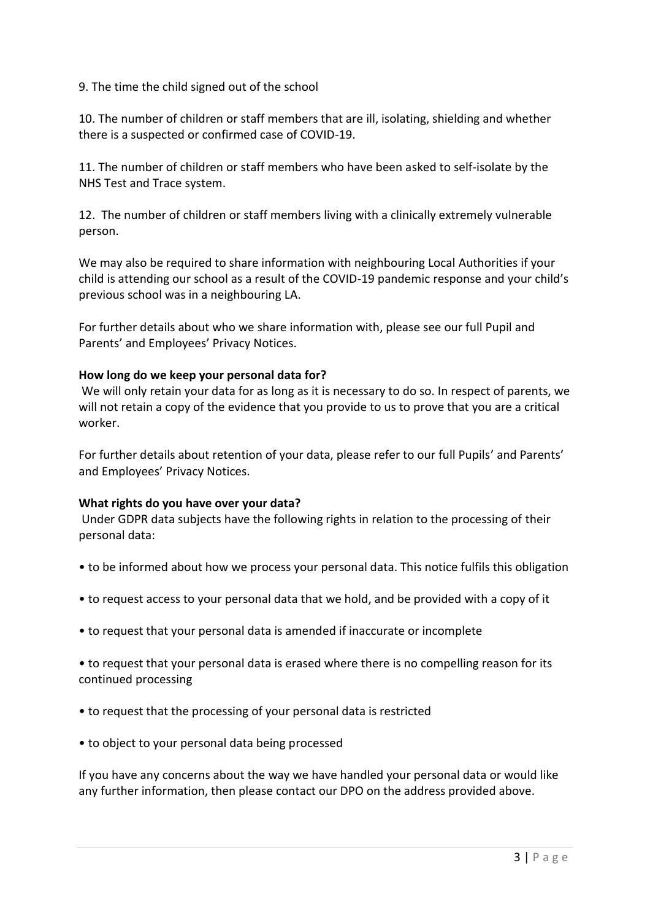9. The time the child signed out of the school

10. The number of children or staff members that are ill, isolating, shielding and whether there is a suspected or confirmed case of COVID-19.

11. The number of children or staff members who have been asked to self-isolate by the NHS Test and Trace system.

12. The number of children or staff members living with a clinically extremely vulnerable person.

We may also be required to share information with neighbouring Local Authorities if your child is attending our school as a result of the COVID-19 pandemic response and your child's previous school was in a neighbouring LA.

For further details about who we share information with, please see our full Pupil and Parents' and Employees' Privacy Notices.

**How long do we keep your personal data for?**

We will only retain your data for as long as it is necessary to do so. In respect of parents, we will not retain a copy of the evidence that you provide to us to prove that you are a critical worker.

For further details about retention of your data, please refer to our full Pupils' and Parents' and Employees' Privacy Notices.

**What rights do you have over your data?**

Under GDPR data subjects have the following rights in relation to the processing of their personal data:

- to be informed about how we process your personal data. This notice fulfils this obligation
- to request access to your personal data that we hold, and be provided with a copy of it
- to request that your personal data is amended if inaccurate or incomplete
- to request that your personal data is erased where there is no compelling reason for its continued processing
- to request that the processing of your personal data is restricted
- to object to your personal data being processed

If you have any concerns about the way we have handled your personal data or would like any further information, then please contact our DPO on the address provided above.